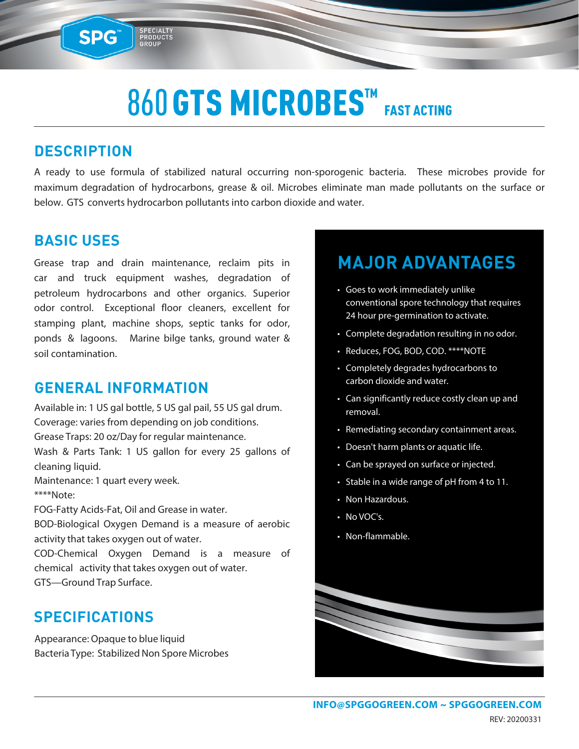SPG™ SPECIALTY PRODUCTS GROUP

# 860 GTS MICROBES™ FAST ACTING

## DESCRIPTION

A ready to use formula of stabilized natural occurring non-sporogenic bacteria. These microbes provide for maximum degradation of hydrocarbons, grease & oil. Microbes eliminate man made pollutants on the surface or below. GTS converts hydrocarbon pollutants into carbon dioxide and water.

## BASIC USES

Grease trap and drain maintenance, reclaim pits in car and truck equipment washes, degradation of petroleum hydrocarbons and other organics. Superior odor control. Exceptional floor cleaners, excellent for stamping plant, machine shops, septic tanks for odor, ponds & lagoons. Marine bilge tanks, ground water & soil contamination.

## GENERAL INFORMATION

Available in: 1 US gal bottle, 5 US gal pail, 55 US gal drum.
Coverage: varies from depending on job conditions.
Grease Traps: 20 oz/Day for regular maintenance.
Wash & Parts Tank: 1 US gallon for every 25 gallons of cleaning liquid.
Maintenance: 1 quart every week.
****Note:
FOG-Fatty Acids-Fat, Oil and Grease in water.
BOD-Biological Oxygen Demand is a measure of aerobic activity that takes oxygen out of water.
COD-Chemical Oxygen Demand is a measure of chemical activity that takes oxygen out of water.
GTS—Ground Trap Surface.

## SPECIFICATIONS

Appearance: Opaque to blue liquid
Bacteria Type: Stabilized Non Spore Microbes

## MAJOR ADVANTAGES

- Goes to work immediately unlike conventional spore technology that requires 24 hour pre-germination to activate.
- Complete degradation resulting in no odor.
- Reduces, FOG, BOD, COD. ****NOTE
- Completely degrades hydrocarbons to carbon dioxide and water.
- Can significantly reduce costly clean up and removal.
- Remediating secondary containment areas.
- Doesn't harm plants or aquatic life.
- Can be sprayed on surface or injected.
- Stable in a wide range of pH from 4 to 11.
- Non Hazardous.
- No VOC's.
- Non-flammable.

INFO@SPGGOGREEN.COM ~ SPGGOGREEN.COM

REV: 20200331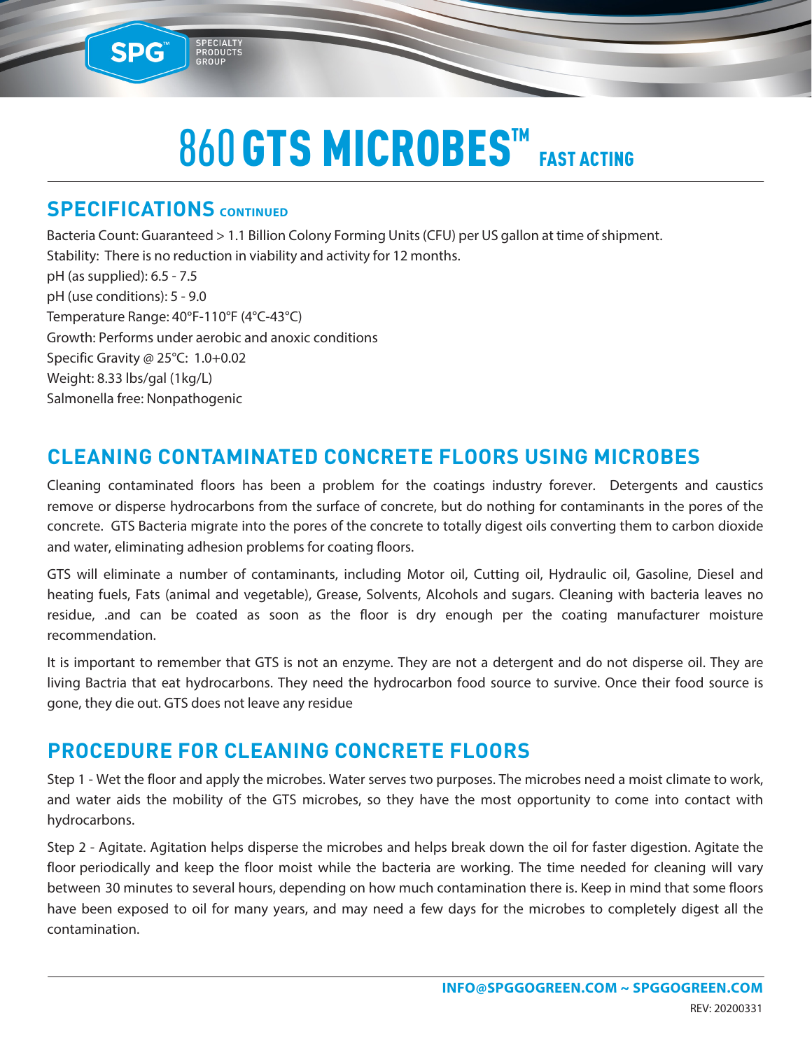// 860 GTS MICROBES™ FAST ACTING

## SPECIFICATIONS CONTINUED

Bacteria Count: Guaranteed > 1.1 Billion Colony Forming Units (CFU) per US gallon at time of shipment.
Stability: There is no reduction in viability and activity for 12 months.
pH (as supplied): 6.5 - 7.5
pH (use conditions): 5 - 9.0
Temperature Range: 40°F-110°F (4°C-43°C)
Growth: Performs under aerobic and anoxic conditions
Specific Gravity @ 25°C: 1.0+0.02
Weight: 8.33 lbs/gal (1kg/L)
Salmonella free: Nonpathogenic

## CLEANING CONTAMINATED CONCRETE FLOORS USING MICROBES

Cleaning contaminated floors has been a problem for the coatings industry forever. Detergents and caustics remove or disperse hydrocarbons from the surface of concrete, but do nothing for contaminants in the pores of the concrete. GTS Bacteria migrate into the pores of the concrete to totally digest oils converting them to carbon dioxide and water, eliminating adhesion problems for coating floors.

GTS will eliminate a number of contaminants, including Motor oil, Cutting oil, Hydraulic oil, Gasoline, Diesel and heating fuels, Fats (animal and vegetable), Grease, Solvents, Alcohols and sugars. Cleaning with bacteria leaves no residue, .and can be coated as soon as the floor is dry enough per the coating manufacturer moisture recommendation.

It is important to remember that GTS is not an enzyme. They are not a detergent and do not disperse oil. They are living Bactria that eat hydrocarbons. They need the hydrocarbon food source to survive. Once their food source is gone, they die out. GTS does not leave any residue

## PROCEDURE FOR CLEANING CONCRETE FLOORS

Step 1 - Wet the floor and apply the microbes. Water serves two purposes. The microbes need a moist climate to work, and water aids the mobility of the GTS microbes, so they have the most opportunity to come into contact with hydrocarbons.

Step 2 - Agitate. Agitation helps disperse the microbes and helps break down the oil for faster digestion. Agitate the floor periodically and keep the floor moist while the bacteria are working. The time needed for cleaning will vary between 30 minutes to several hours, depending on how much contamination there is. Keep in mind that some floors have been exposed to oil for many years, and may need a few days for the microbes to completely digest all the contamination.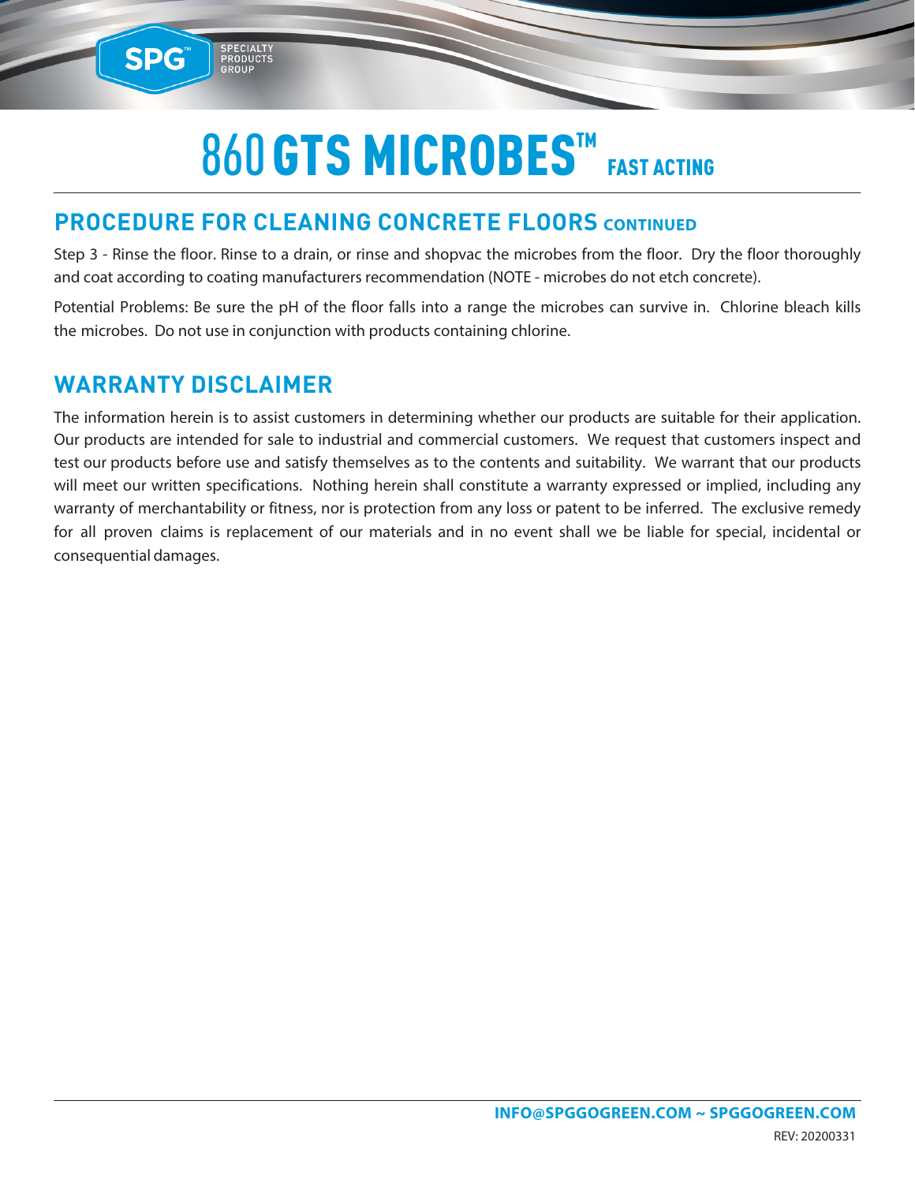# 860 GTS MICROBES™ FAST ACTING

## PROCEDURE FOR CLEANING CONCRETE FLOORS CONTINUED

Step 3 - Rinse the floor. Rinse to a drain, or rinse and shopvac the microbes from the floor. Dry the floor thoroughly and coat according to coating manufacturers recommendation (NOTE - microbes do not etch concrete).

Potential Problems: Be sure the pH of the floor falls into a range the microbes can survive in. Chlorine bleach kills the microbes. Do not use in conjunction with products containing chlorine.

## WARRANTY DISCLAIMER

The information herein is to assist customers in determining whether our products are suitable for their application. Our products are intended for sale to industrial and commercial customers. We request that customers inspect and test our products before use and satisfy themselves as to the contents and suitability. We warrant that our products will meet our written specifications. Nothing herein shall constitute a warranty expressed or implied, including any warranty of merchantability or fitness, nor is protection from any loss or patent to be inferred. The exclusive remedy for all proven claims is replacement of our materials and in no event shall we be liable for special, incidental or consequential damages.